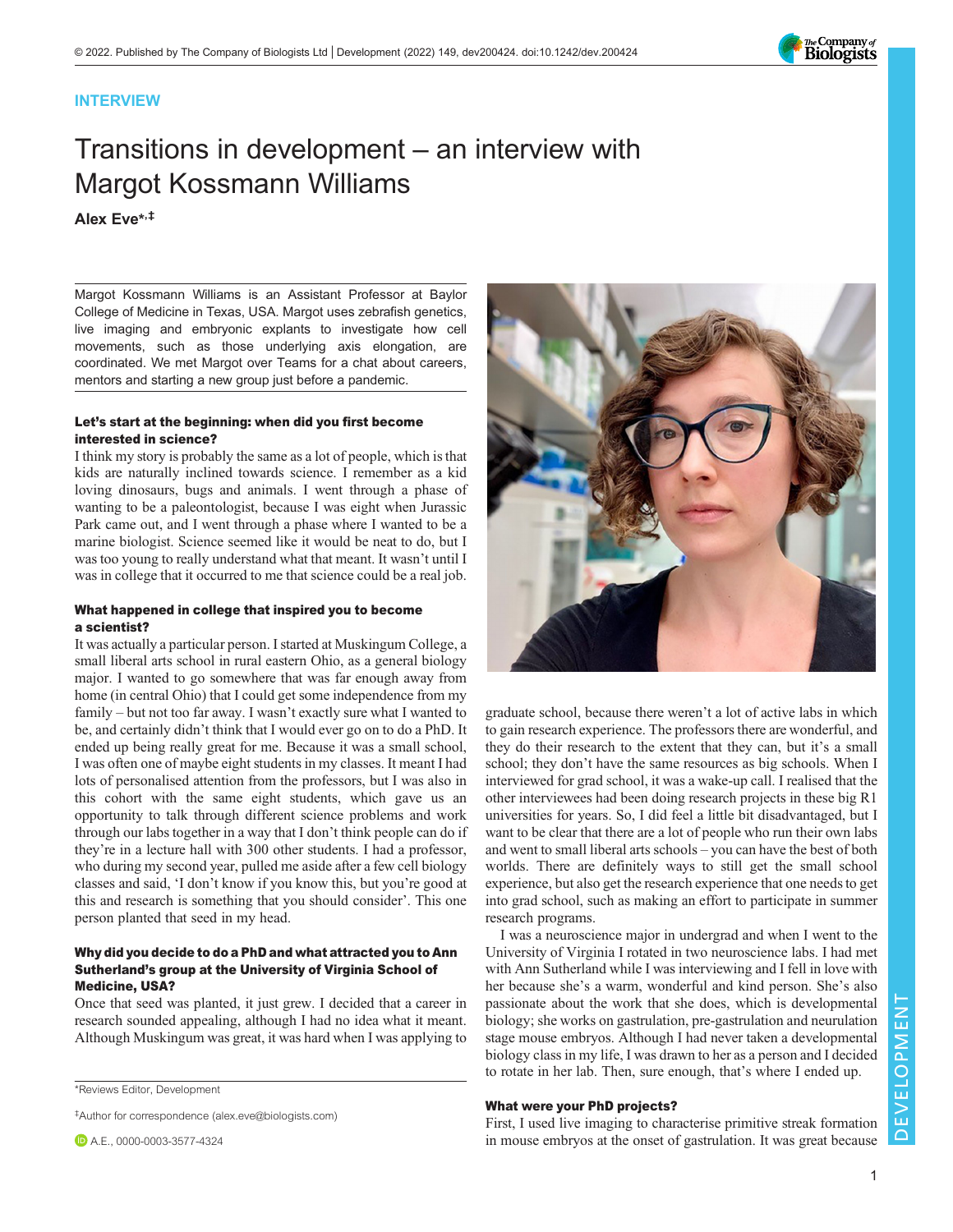INTERVIEW

# Transitions in development – an interview with Margot Kossmann Williams

**Alex Eve**[*,‡]

Margot Kossmann Williams is an Assistant Professor at Baylor College of Medicine in Texas, USA. Margot uses zebrafish genetics, live imaging and embryonic explants to investigate how cell movements, such as those underlying axis elongation, are coordinated. We met Margot over Teams for a chat about careers, mentors and starting a new group just before a pandemic.

### Let's start at the beginning: when did you first become interested in science?

I think my story is probably the same as a lot of people, which is that kids are naturally inclined towards science. I remember as a kid loving dinosaurs, bugs and animals. I went through a phase of wanting to be a paleontologist, because I was eight when Jurassic Park came out, and I went through a phase where I wanted to be a marine biologist. Science seemed like it would be neat to do, but I was too young to really understand what that meant. It wasn't until I was in college that it occurred to me that science could be a real job.

### What happened in college that inspired you to become a scientist?

It was actually a particular person. I started at Muskingum College, a small liberal arts school in rural eastern Ohio, as a general biology major. I wanted to go somewhere that was far enough away from home (in central Ohio) that I could get some independence from my family – but not too far away. I wasn't exactly sure what I wanted to be, and certainly didn't think that I would ever go on to do a PhD. It ended up being really great for me. Because it was a small school, I was often one of maybe eight students in my classes. It meant I had lots of personalised attention from the professors, but I was also in this cohort with the same eight students, which gave us an opportunity to talk through different science problems and work through our labs together in a way that I don't think people can do if they're in a lecture hall with 300 other students. I had a professor, who during my second year, pulled me aside after a few cell biology classes and said, 'I don't know if you know this, but you're good at this and research is something that you should consider'. This one person planted that seed in my head.

### Why did you decide to do a PhD and what attracted you to Ann Sutherland's group at the University of Virginia School of Medicine, USA?

Once that seed was planted, it just grew. I decided that a career in research sounded appealing, although I had no idea what it meant. Although Muskingum was great, it was hard when I was applying to graduate school, because there weren't a lot of active labs in which to gain research experience. The professors there are wonderful, and they do their research to the extent that they can, but it's a small school; they don't have the same resources as big schools. When I interviewed for grad school, it was a wake-up call. I realised that the other interviewees had been doing research projects in these big R1 universities for years. So, I did feel a little bit disadvantaged, but I want to be clear that there are a lot of people who run their own labs and went to small liberal arts schools – you can have the best of both worlds. There are definitely ways to still get the small school experience, but also get the research experience that one needs to get into grad school, such as making an effort to participate in summer research programs.

I was a neuroscience major in undergrad and when I went to the University of Virginia I rotated in two neuroscience labs. I had met with Ann Sutherland while I was interviewing and I fell in love with her because she's a warm, wonderful and kind person. She's also passionate about the work that she does, which is developmental biology; she works on gastrulation, pre-gastrulation and neurulation stage mouse embryos. Although I had never taken a developmental biology class in my life, I was drawn to her as a person and I decided to rotate in her lab. Then, sure enough, that's where I ended up.

### What were your PhD projects?

First, I used live imaging to characterise primitive streak formation in mouse embryos at the onset of gastrulation. It was great because

*Reviews Editor, Development

‡Author for correspondence (alex.eve@biologists.com)

A.E., 0000-0003-3577-4324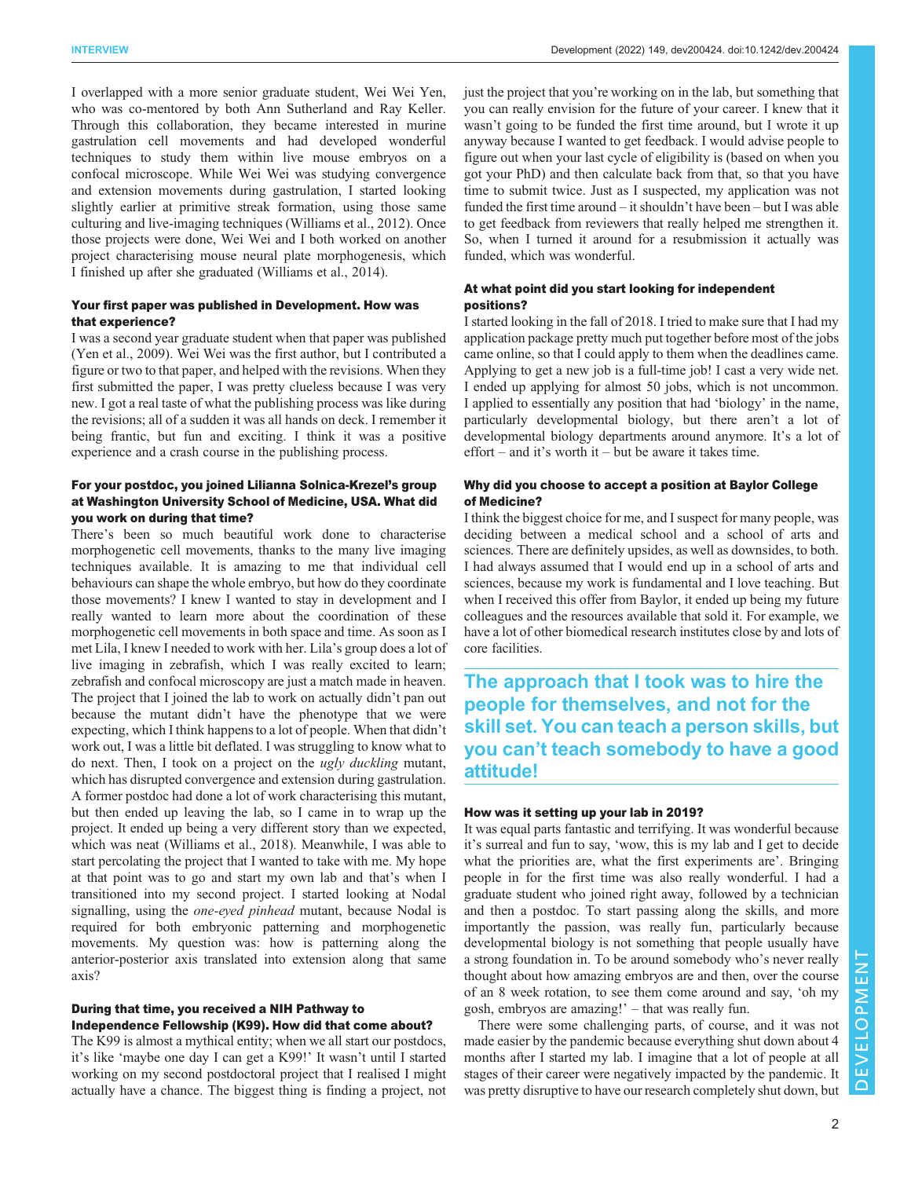I overlapped with a more senior graduate student, Wei Wei Yen, who was co-mentored by both Ann Sutherland and Ray Keller. Through this collaboration, they became interested in murine gastrulation cell movements and had developed wonderful techniques to study them within live mouse embryos on a confocal microscope. While Wei Wei was studying convergence and extension movements during gastrulation, I started looking slightly earlier at primitive streak formation, using those same culturing and live-imaging techniques (Williams et al., 2012). Once those projects were done, Wei Wei and I both worked on another project characterising mouse neural plate morphogenesis, which I finished up after she graduated (Williams et al., 2014).

### Your first paper was published in Development. How was that experience?

I was a second year graduate student when that paper was published (Yen et al., 2009). Wei Wei was the first author, but I contributed a figure or two to that paper, and helped with the revisions. When they first submitted the paper, I was pretty clueless because I was very new. I got a real taste of what the publishing process was like during the revisions; all of a sudden it was all hands on deck. I remember it being frantic, but fun and exciting. I think it was a positive experience and a crash course in the publishing process.

### For your postdoc, you joined Lilianna Solnica-Krezel's group at Washington University School of Medicine, USA. What did you work on during that time?

There's been so much beautiful work done to characterise morphogenetic cell movements, thanks to the many live imaging techniques available. It is amazing to me that individual cell behaviours can shape the whole embryo, but how do they coordinate those movements? I knew I wanted to stay in development and I really wanted to learn more about the coordination of these morphogenetic cell movements in both space and time. As soon as I met Lila, I knew I needed to work with her. Lila's group does a lot of live imaging in zebrafish, which I was really excited to learn; zebrafish and confocal microscopy are just a match made in heaven. The project that I joined the lab to work on actually didn't pan out because the mutant didn't have the phenotype that we were expecting, which I think happens to a lot of people. When that didn't work out, I was a little bit deflated. I was struggling to know what to do next. Then, I took on a project on the *ugly duckling* mutant, which has disrupted convergence and extension during gastrulation. A former postdoc had done a lot of work characterising this mutant, but then ended up leaving the lab, so I came in to wrap up the project. It ended up being a very different story than we expected, which was neat (Williams et al., 2018). Meanwhile, I was able to start percolating the project that I wanted to take with me. My hope at that point was to go and start my own lab and that's when I transitioned into my second project. I started looking at Nodal signalling, using the *one-eyed pinhead* mutant, because Nodal is required for both embryonic patterning and morphogenetic movements. My question was: how is patterning along the anterior-posterior axis translated into extension along that same axis?

### During that time, you received a NIH Pathway to Independence Fellowship (K99). How did that come about?

The K99 is almost a mythical entity; when we all start our postdocs, it's like 'maybe one day I can get a K99!' It wasn't until I started working on my second postdoctoral project that I realised I might actually have a chance. The biggest thing is finding a project, not just the project that you're working on in the lab, but something that you can really envision for the future of your career. I knew that it wasn't going to be funded the first time around, but I wrote it up anyway because I wanted to get feedback. I would advise people to figure out when your last cycle of eligibility is (based on when you got your PhD) and then calculate back from that, so that you have time to submit twice. Just as I suspected, my application was not funded the first time around – it shouldn't have been – but I was able to get feedback from reviewers that really helped me strengthen it. So, when I turned it around for a resubmission it actually was funded, which was wonderful.

### At what point did you start looking for independent positions?

I started looking in the fall of 2018. I tried to make sure that I had my application package pretty much put together before most of the jobs came online, so that I could apply to them when the deadlines came. Applying to get a new job is a full-time job! I cast a very wide net. I ended up applying for almost 50 jobs, which is not uncommon. I applied to essentially any position that had 'biology' in the name, particularly developmental biology, but there aren't a lot of developmental biology departments around anymore. It's a lot of effort – and it's worth it – but be aware it takes time.

### Why did you choose to accept a position at Baylor College of Medicine?

I think the biggest choice for me, and I suspect for many people, was deciding between a medical school and a school of arts and sciences. There are definitely upsides, as well as downsides, to both. I had always assumed that I would end up in a school of arts and sciences, because my work is fundamental and I love teaching. But when I received this offer from Baylor, it ended up being my future colleagues and the resources available that sold it. For example, we have a lot of other biomedical research institutes close by and lots of core facilities.

> **The approach that I took was to hire the people for themselves, and not for the skill set. You can teach a person skills, but you can't teach somebody to have a good attitude!**

### How was it setting up your lab in 2019?

It was equal parts fantastic and terrifying. It was wonderful because it's surreal and fun to say, 'wow, this is my lab and I get to decide what the priorities are, what the first experiments are'. Bringing people in for the first time was also really wonderful. I had a graduate student who joined right away, followed by a technician and then a postdoc. To start passing along the skills, and more importantly the passion, was really fun, particularly because developmental biology is not something that people usually have a strong foundation in. To be around somebody who's never really thought about how amazing embryos are and then, over the course of an 8 week rotation, to see them come around and say, 'oh my gosh, embryos are amazing!' – that was really fun.

There were some challenging parts, of course, and it was not made easier by the pandemic because everything shut down about 4 months after I started my lab. I imagine that a lot of people at all stages of their career were negatively impacted by the pandemic. It was pretty disruptive to have our research completely shut down, but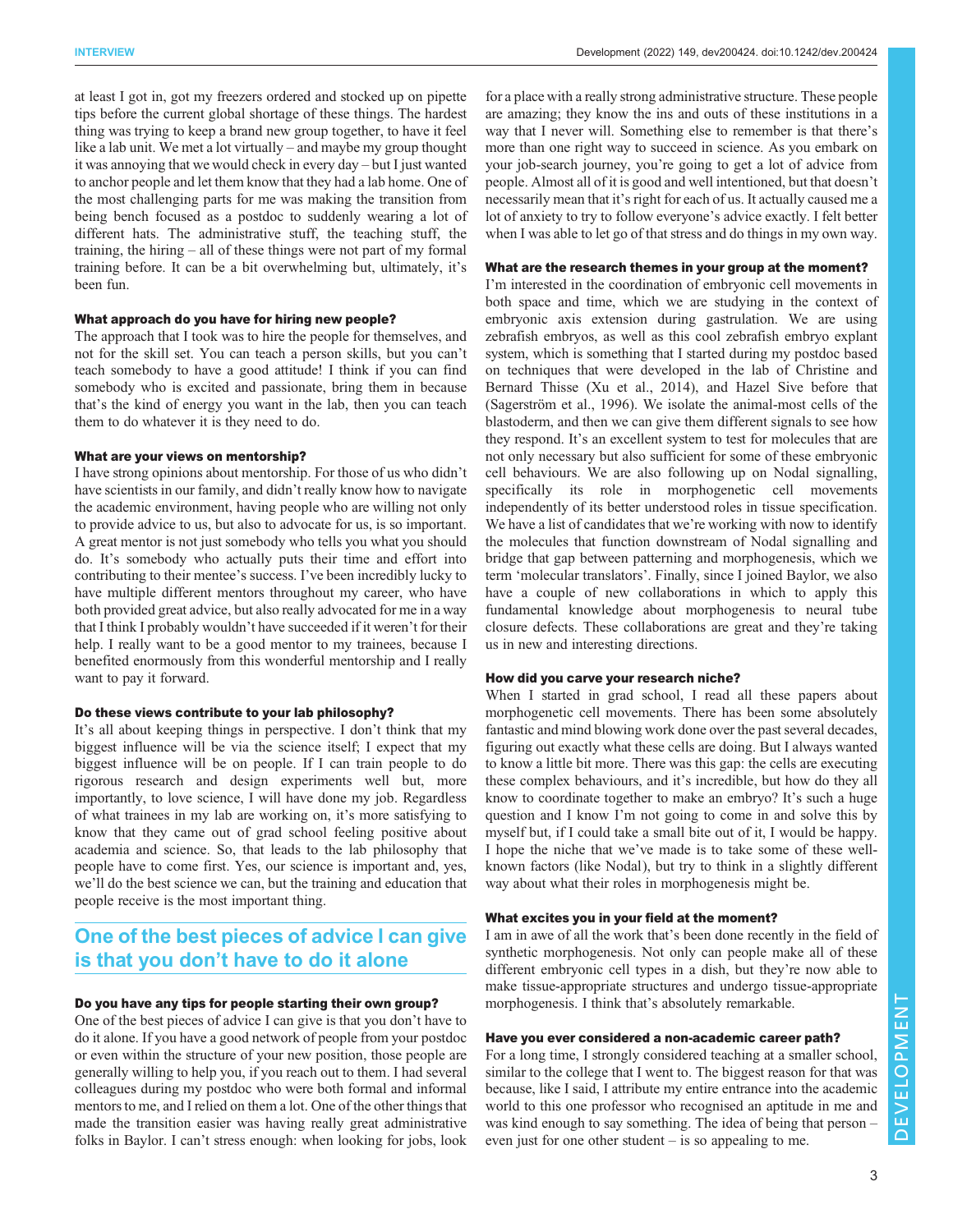at least I got in, got my freezers ordered and stocked up on pipette tips before the current global shortage of these things. The hardest thing was trying to keep a brand new group together, to have it feel like a lab unit. We met a lot virtually – and maybe my group thought it was annoying that we would check in every day – but I just wanted to anchor people and let them know that they had a lab home. One of the most challenging parts for me was making the transition from being bench focused as a postdoc to suddenly wearing a lot of different hats. The administrative stuff, the teaching stuff, the training, the hiring – all of these things were not part of my formal training before. It can be a bit overwhelming but, ultimately, it's been fun.

#### What approach do you have for hiring new people?

The approach that I took was to hire the people for themselves, and not for the skill set. You can teach a person skills, but you can't teach somebody to have a good attitude! I think if you can find somebody who is excited and passionate, bring them in because that's the kind of energy you want in the lab, then you can teach them to do whatever it is they need to do.

#### What are your views on mentorship?

I have strong opinions about mentorship. For those of us who didn't have scientists in our family, and didn't really know how to navigate the academic environment, having people who are willing not only to provide advice to us, but also to advocate for us, is so important. A great mentor is not just somebody who tells you what you should do. It's somebody who actually puts their time and effort into contributing to their mentee's success. I've been incredibly lucky to have multiple different mentors throughout my career, who have both provided great advice, but also really advocated for me in a way that I think I probably wouldn't have succeeded if it weren't for their help. I really want to be a good mentor to my trainees, because I benefited enormously from this wonderful mentorship and I really want to pay it forward.

#### Do these views contribute to your lab philosophy?

It's all about keeping things in perspective. I don't think that my biggest influence will be via the science itself; I expect that my biggest influence will be on people. If I can train people to do rigorous research and design experiments well but, more importantly, to love science, I will have done my job. Regardless of what trainees in my lab are working on, it's more satisfying to know that they came out of grad school feeling positive about academia and science. So, that leads to the lab philosophy that people have to come first. Yes, our science is important and, yes, we'll do the best science we can, but the training and education that people receive is the most important thing.

## One of the best pieces of advice I can give is that you don't have to do it alone

#### Do you have any tips for people starting their own group?

One of the best pieces of advice I can give is that you don't have to do it alone. If you have a good network of people from your postdoc or even within the structure of your new position, those people are generally willing to help you, if you reach out to them. I had several colleagues during my postdoc who were both formal and informal mentors to me, and I relied on them a lot. One of the other things that made the transition easier was having really great administrative folks in Baylor. I can't stress enough: when looking for jobs, look for a place with a really strong administrative structure. These people are amazing; they know the ins and outs of these institutions in a way that I never will. Something else to remember is that there's more than one right way to succeed in science. As you embark on your job-search journey, you're going to get a lot of advice from people. Almost all of it is good and well intentioned, but that doesn't necessarily mean that it's right for each of us. It actually caused me a lot of anxiety to try to follow everyone's advice exactly. I felt better when I was able to let go of that stress and do things in my own way.

#### What are the research themes in your group at the moment?

I'm interested in the coordination of embryonic cell movements in both space and time, which we are studying in the context of embryonic axis extension during gastrulation. We are using zebrafish embryos, as well as this cool zebrafish embryo explant system, which is something that I started during my postdoc based on techniques that were developed in the lab of Christine and Bernard Thisse (Xu et al., 2014), and Hazel Sive before that (Sagerström et al., 1996). We isolate the animal-most cells of the blastoderm, and then we can give them different signals to see how they respond. It's an excellent system to test for molecules that are not only necessary but also sufficient for some of these embryonic cell behaviours. We are also following up on Nodal signalling, specifically its role in morphogenetic cell movements independently of its better understood roles in tissue specification. We have a list of candidates that we're working with now to identify the molecules that function downstream of Nodal signalling and bridge that gap between patterning and morphogenesis, which we term 'molecular translators'. Finally, since I joined Baylor, we also have a couple of new collaborations in which to apply this fundamental knowledge about morphogenesis to neural tube closure defects. These collaborations are great and they're taking us in new and interesting directions.

#### How did you carve your research niche?

When I started in grad school, I read all these papers about morphogenetic cell movements. There has been some absolutely fantastic and mind blowing work done over the past several decades, figuring out exactly what these cells are doing. But I always wanted to know a little bit more. There was this gap: the cells are executing these complex behaviours, and it's incredible, but how do they all know to coordinate together to make an embryo? It's such a huge question and I know I'm not going to come in and solve this by myself but, if I could take a small bite out of it, I would be happy. I hope the niche that we've made is to take some of these well-known factors (like Nodal), but try to think in a slightly different way about what their roles in morphogenesis might be.

#### What excites you in your field at the moment?

I am in awe of all the work that's been done recently in the field of synthetic morphogenesis. Not only can people make all of these different embryonic cell types in a dish, but they're now able to make tissue-appropriate structures and undergo tissue-appropriate morphogenesis. I think that's absolutely remarkable.

#### Have you ever considered a non-academic career path?

For a long time, I strongly considered teaching at a smaller school, similar to the college that I went to. The biggest reason for that was because, like I said, I attribute my entire entrance into the academic world to this one professor who recognised an aptitude in me and was kind enough to say something. The idea of being that person – even just for one other student – is so appealing to me.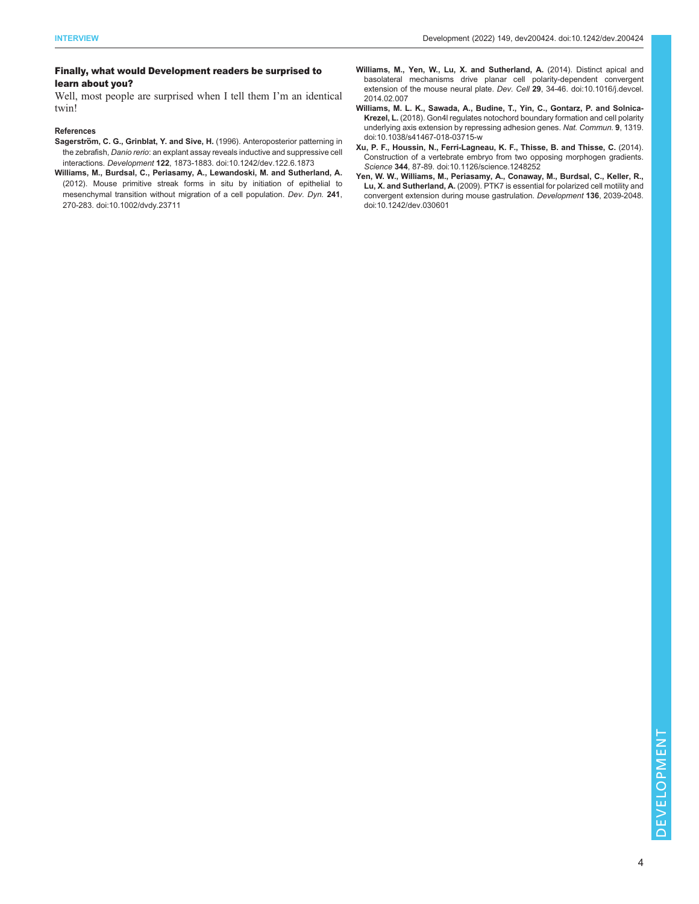### Finally, what would Development readers be surprised to learn about you?

Well, most people are surprised when I tell them I'm an identical twin!

#### References

**Sagerström, C. G., Grinblat, Y. and Sive, H.** (1996). Anteroposterior patterning in the zebrafish, *Danio rerio*: an explant assay reveals inductive and suppressive cell interactions. *Development* **122**, 1873-1883. doi:10.1242/dev.122.6.1873

**Williams, M., Burdsal, C., Periasamy, A., Lewandoski, M. and Sutherland, A.** (2012). Mouse primitive streak forms in situ by initiation of epithelial to mesenchymal transition without migration of a cell population. *Dev. Dyn.* **241**, 270-283. doi:10.1002/dvdy.23711

**Williams, M., Yen, W., Lu, X. and Sutherland, A.** (2014). Distinct apical and basolateral mechanisms drive planar cell polarity-dependent convergent extension of the mouse neural plate. *Dev. Cell* **29**, 34-46. doi:10.1016/j.devcel.2014.02.007

**Williams, M. L. K., Sawada, A., Budine, T., Yin, C., Gontarz, P. and Solnica-Krezel, L.** (2018). Gon4l regulates notochord boundary formation and cell polarity underlying axis extension by repressing adhesion genes. *Nat. Commun.* **9**, 1319. doi:10.1038/s41467-018-03715-w

**Xu, P. F., Houssin, N., Ferri-Lagneau, K. F., Thisse, B. and Thisse, C.** (2014). Construction of a vertebrate embryo from two opposing morphogen gradients. *Science* **344**, 87-89. doi:10.1126/science.1248252

**Yen, W. W., Williams, M., Periasamy, A., Conaway, M., Burdsal, C., Keller, R., Lu, X. and Sutherland, A.** (2009). PTK7 is essential for polarized cell motility and convergent extension during mouse gastrulation. *Development* **136**, 2039-2048. doi:10.1242/dev.030601